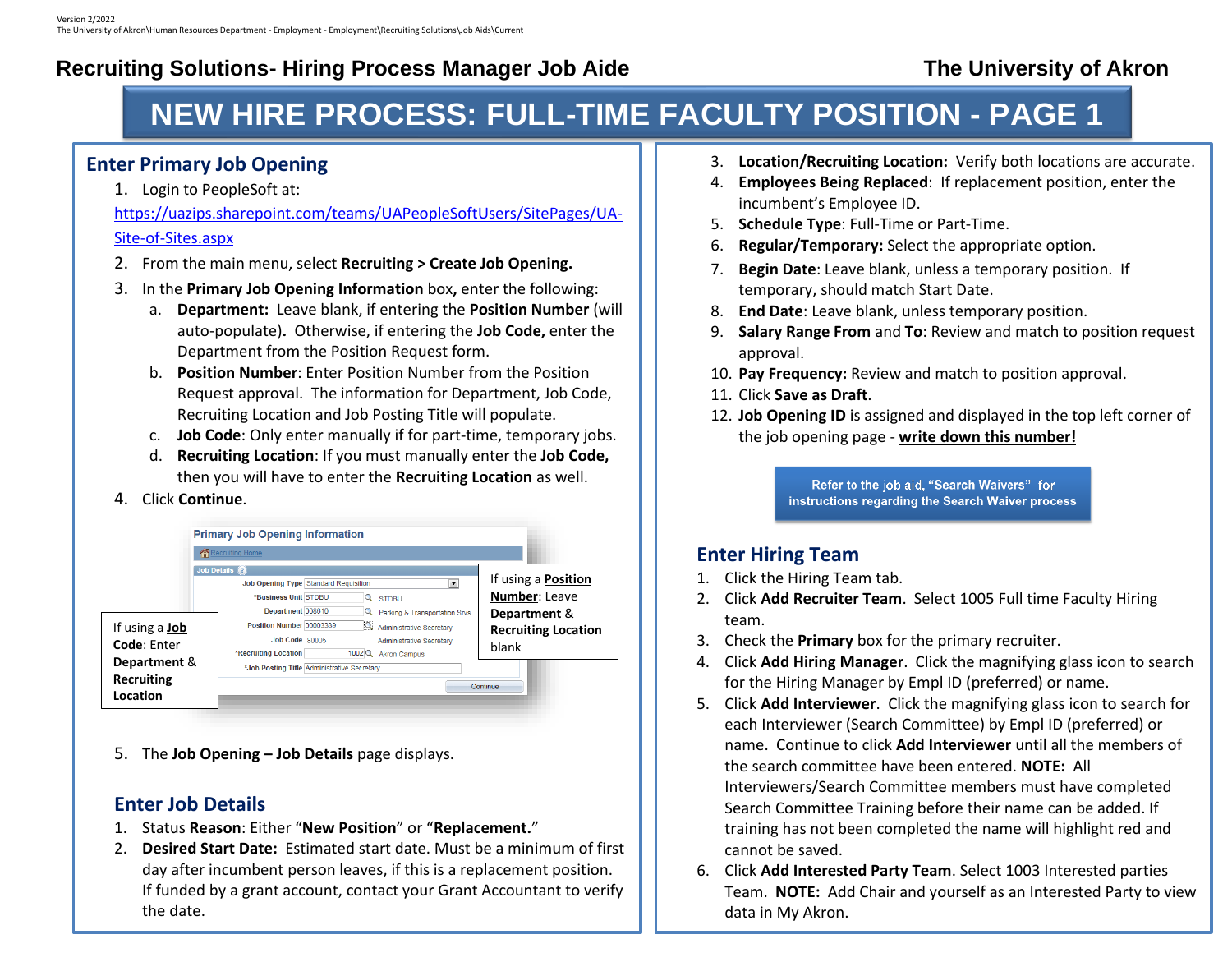Version 2/2022
The University of Akron\Human Resources Department - Employment - Employment\Recruiting Solutions\Job Aids\Current

# Recruiting Solutions- Hiring Process Manager Job Aide

**The University of Akron**

# NEW HIRE PROCESS: FULL-TIME FACULTY POSITION - PAGE 1

## Enter Primary Job Opening

1. Login to PeopleSoft at: https://uazips.sharepoint.com/teams/UAPeopleSoftUsers/SitePages/UA-Site-of-Sites.aspx
2. From the main menu, select **Recruiting > Create Job Opening.**
3. In the **Primary Job Opening Information** box**,** enter the following:
   a. **Department:** Leave blank, if entering the **Position Number** (will auto-populate)**.** Otherwise, if entering the **Job Code,** enter the Department from the Position Request form.
   b. **Position Number**: Enter Position Number from the Position Request approval. The information for Department, Job Code, Recruiting Location and Job Posting Title will populate.
   c. **Job Code**: Only enter manually if for part-time, temporary jobs.
   d. **Recruiting Location**: If you must manually enter the **Job Code,** then you will have to enter the **Recruiting Location** as well.
4. Click **Continue**.

If using a **Job Code**: Enter **Department & Recruiting Location**

If using a **Position Number**: Leave **Department & Recruiting Location** blank

5. The **Job Opening – Job Details** page displays.

## Enter Job Details

1. Status **Reason**: Either "**New Position**" or "**Replacement.**"
2. **Desired Start Date:** Estimated start date. Must be a minimum of first day after incumbent person leaves, if this is a replacement position. If funded by a grant account, contact your Grant Accountant to verify the date.
3. **Location/Recruiting Location:** Verify both locations are accurate.
4. **Employees Being Replaced**: If replacement position, enter the incumbent's Employee ID.
5. **Schedule Type**: Full-Time or Part-Time.
6. **Regular/Temporary:** Select the appropriate option.
7. **Begin Date**: Leave blank, unless a temporary position. If temporary, should match Start Date.
8. **End Date**: Leave blank, unless temporary position.
9. **Salary Range From** and **To**: Review and match to position request approval.
10. **Pay Frequency:** Review and match to position approval.
11. Click **Save as Draft**.
12. **Job Opening ID** is assigned and displayed in the top left corner of the job opening page - **write down this number!**

**Refer to the job aid, "Search Waivers" for instructions regarding the Search Waiver process**

## Enter Hiring Team

1. Click the Hiring Team tab.
2. Click **Add Recruiter Team**. Select 1005 Full time Faculty Hiring team.
3. Check the **Primary** box for the primary recruiter.
4. Click **Add Hiring Manager**. Click the magnifying glass icon to search for the Hiring Manager by Empl ID (preferred) or name.
5. Click **Add Interviewer**. Click the magnifying glass icon to search for each Interviewer (Search Committee) by Empl ID (preferred) or name. Continue to click **Add Interviewer** until all the members of the search committee have been entered. **NOTE:** All Interviewers/Search Committee members must have completed Search Committee Training before their name can be added. If training has not been completed the name will highlight red and cannot be saved.
6. Click **Add Interested Party Team**. Select 1003 Interested parties Team. **NOTE:** Add Chair and yourself as an Interested Party to view data in My Akron.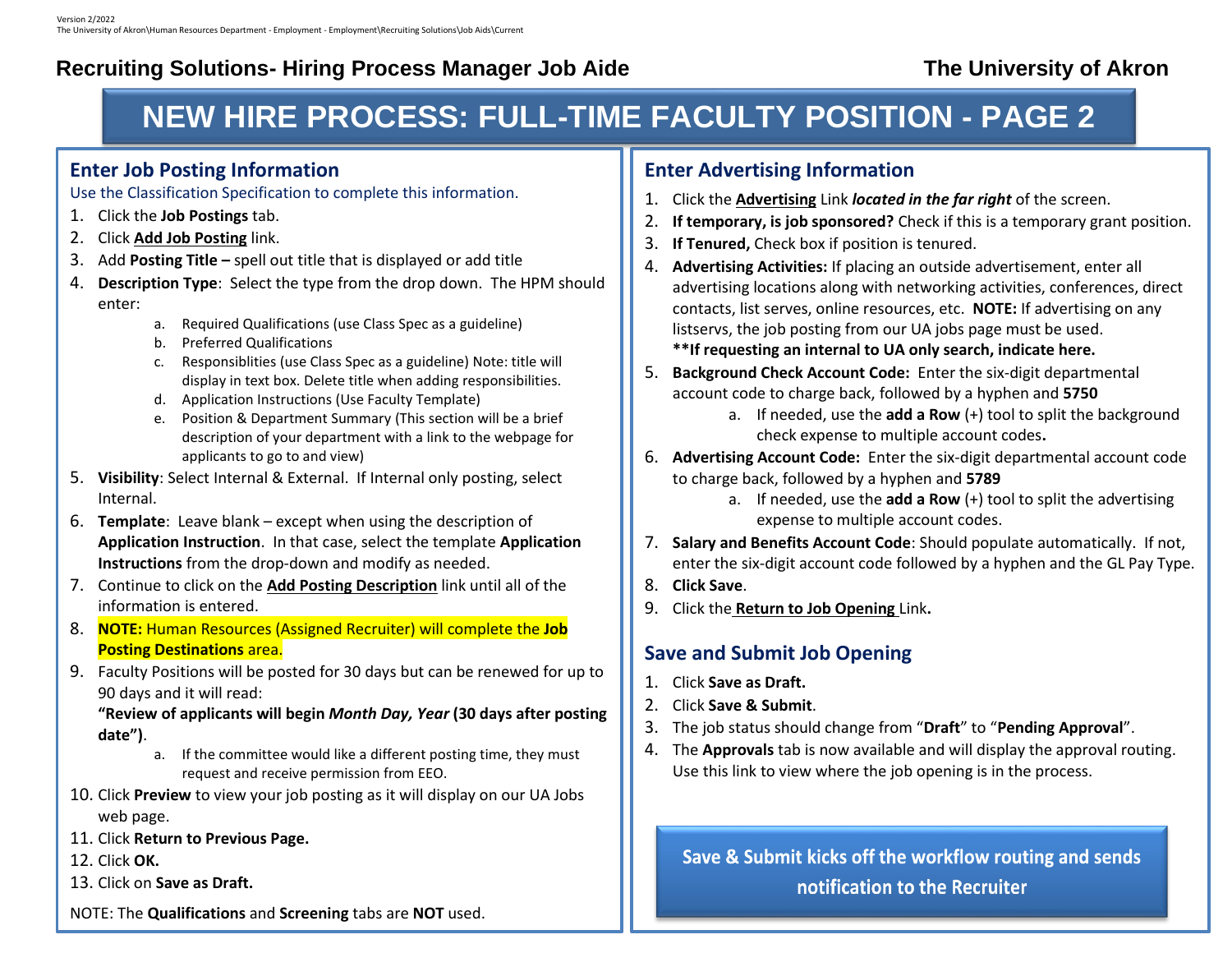## Recruiting Solutions- Hiring Process Manager Job Aide

**The University of Akron**

# NEW HIRE PROCESS: FULL-TIME FACULTY POSITION - PAGE 2

## Enter Job Posting Information

Use the Classification Specification to complete this information.

1. Click the **Job Postings** tab.
2. Click **Add Job Posting** link.
3. Add **Posting Title –** spell out title that is displayed or add title
4. **Description Type**: Select the type from the drop down. The HPM should enter:
   a. Required Qualifications (use Class Spec as a guideline)
   b. Preferred Qualifications
   c. Responsiblities (use Class Spec as a guideline) Note: title will display in text box. Delete title when adding responsibilities.
   d. Application Instructions (Use Faculty Template)
   e. Position & Department Summary (This section will be a brief description of your department with a link to the webpage for applicants to go to and view)
5. **Visibility**: Select Internal & External. If Internal only posting, select Internal.
6. **Template**: Leave blank – except when using the description of **Application Instruction**. In that case, select the template **Application Instructions** from the drop-down and modify as needed.
7. Continue to click on the **Add Posting Description** link until all of the information is entered.
8. **NOTE:** Human Resources (Assigned Recruiter) will complete the **Job Posting Destinations** area.
9. Faculty Positions will be posted for 30 days but can be renewed for up to 90 days and it will read:
   **"Review of applicants will begin *Month Day, Year* (30 days after posting date")**.
   a. If the committee would like a different posting time, they must request and receive permission from EEO.
10. Click **Preview** to view your job posting as it will display on our UA Jobs web page.
11. Click **Return to Previous Page.**
12. Click **OK.**
13. Click on **Save as Draft.**

NOTE: The **Qualifications** and **Screening** tabs are **NOT** used.

## Enter Advertising Information

1. Click the **Advertising** Link ***located in the far right*** of the screen.
2. **If temporary, is job sponsored?** Check if this is a temporary grant position.
3. **If Tenured,** Check box if position is tenured.
4. **Advertising Activities:** If placing an outside advertisement, enter all advertising locations along with networking activities, conferences, direct contacts, list serves, online resources, etc. **NOTE:** If advertising on any listservs, the job posting from our UA jobs page must be used. **\*\*If requesting an internal to UA only search, indicate here.**
5. **Background Check Account Code:** Enter the six-digit departmental account code to charge back, followed by a hyphen and **5750**
   a. If needed, use the **add a Row** (+) tool to split the background check expense to multiple account codes**.**
6. **Advertising Account Code:** Enter the six-digit departmental account code to charge back, followed by a hyphen and **5789**
   a. If needed, use the **add a Row** (+) tool to split the advertising expense to multiple account codes.
7. **Salary and Benefits Account Code**: Should populate automatically. If not, enter the six-digit account code followed by a hyphen and the GL Pay Type.
8. **Click Save**.
9. Click the **Return to Job Opening** Link**.**

## Save and Submit Job Opening

1. Click **Save as Draft.**
2. Click **Save & Submit**.
3. The job status should change from "**Draft**" to "**Pending Approval**".
4. The **Approvals** tab is now available and will display the approval routing. Use this link to view where the job opening is in the process.

**Save & Submit kicks off the workflow routing and sends notification to the Recruiter**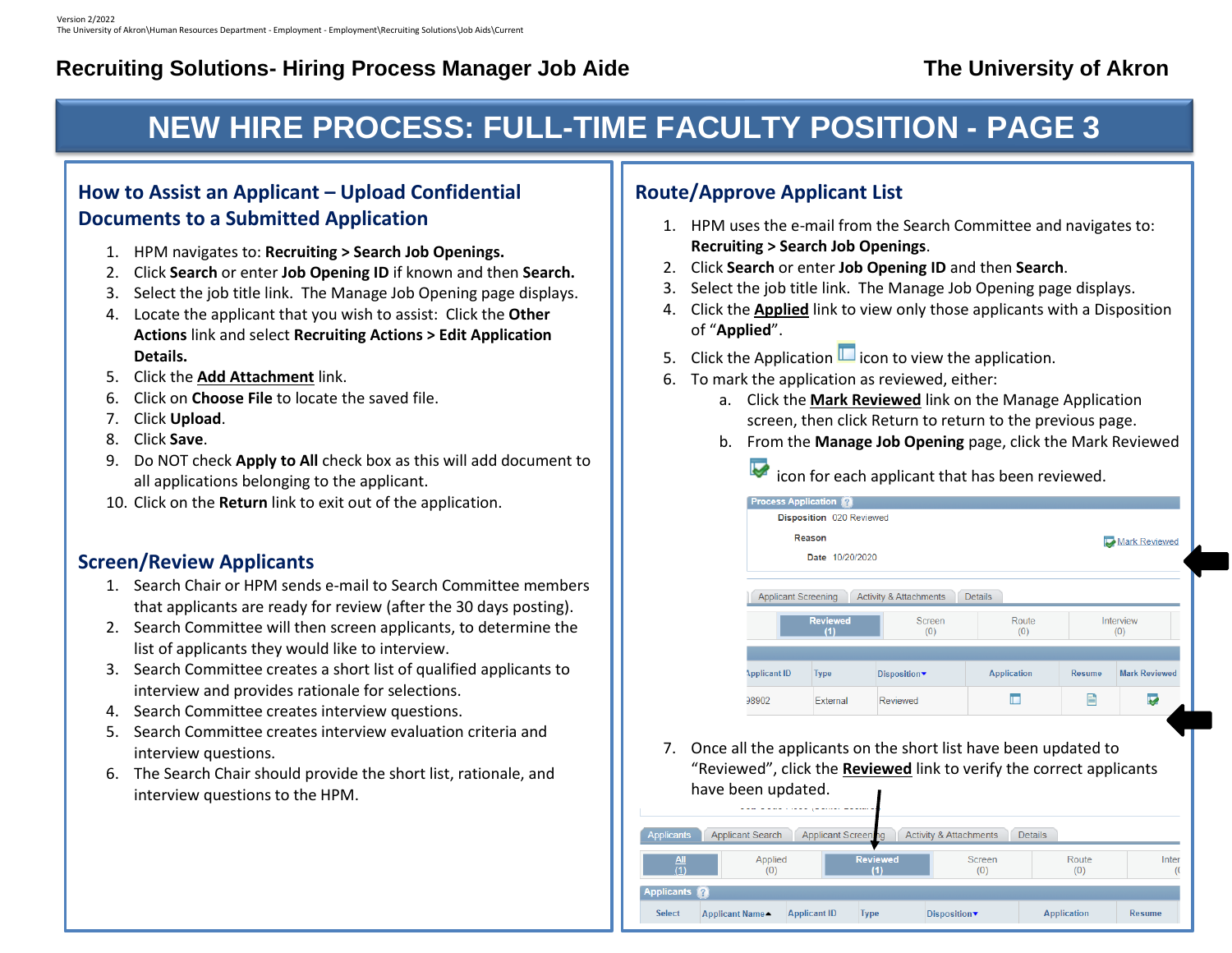Version 2/2022
The University of Akron\Human Resources Department - Employment - Employment\Recruiting Solutions\Job Aids\Current

**Recruiting Solutions- Hiring Process Manager Job Aide** **The University of Akron**

# NEW HIRE PROCESS: FULL-TIME FACULTY POSITION - PAGE 3

## How to Assist an Applicant – Upload Confidential Documents to a Submitted Application

1. HPM navigates to: **Recruiting > Search Job Openings.**
2. Click **Search** or enter **Job Opening ID** if known and then **Search.**
3. Select the job title link. The Manage Job Opening page displays.
4. Locate the applicant that you wish to assist: Click the **Other Actions** link and select **Recruiting Actions > Edit Application Details.**
5. Click the **Add Attachment** link.
6. Click on **Choose File** to locate the saved file.
7. Click **Upload**.
8. Click **Save**.
9. Do NOT check **Apply to All** check box as this will add document to all applications belonging to the applicant.
10. Click on the **Return** link to exit out of the application.

## Screen/Review Applicants

1. Search Chair or HPM sends e-mail to Search Committee members that applicants are ready for review (after the 30 days posting).
2. Search Committee will then screen applicants, to determine the list of applicants they would like to interview.
3. Search Committee creates a short list of qualified applicants to interview and provides rationale for selections.
4. Search Committee creates interview questions.
5. Search Committee creates interview evaluation criteria and interview questions.
6. The Search Chair should provide the short list, rationale, and interview questions to the HPM.

## Route/Approve Applicant List

1. HPM uses the e-mail from the Search Committee and navigates to: **Recruiting > Search Job Openings**.
2. Click **Search** or enter **Job Opening ID** and then **Search**.
3. Select the job title link. The Manage Job Opening page displays.
4. Click the **Applied** link to view only those applicants with a Disposition of "**Applied**".
5. Click the Application icon to view the application.
6. To mark the application as reviewed, either:
   a. Click the **Mark Reviewed** link on the Manage Application screen, then click Return to return to the previous page.
   b. From the **Manage Job Opening** page, click the Mark Reviewed icon for each applicant that has been reviewed.

7. Once all the applicants on the short list have been updated to "Reviewed", click the **Reviewed** link to verify the correct applicants have been updated.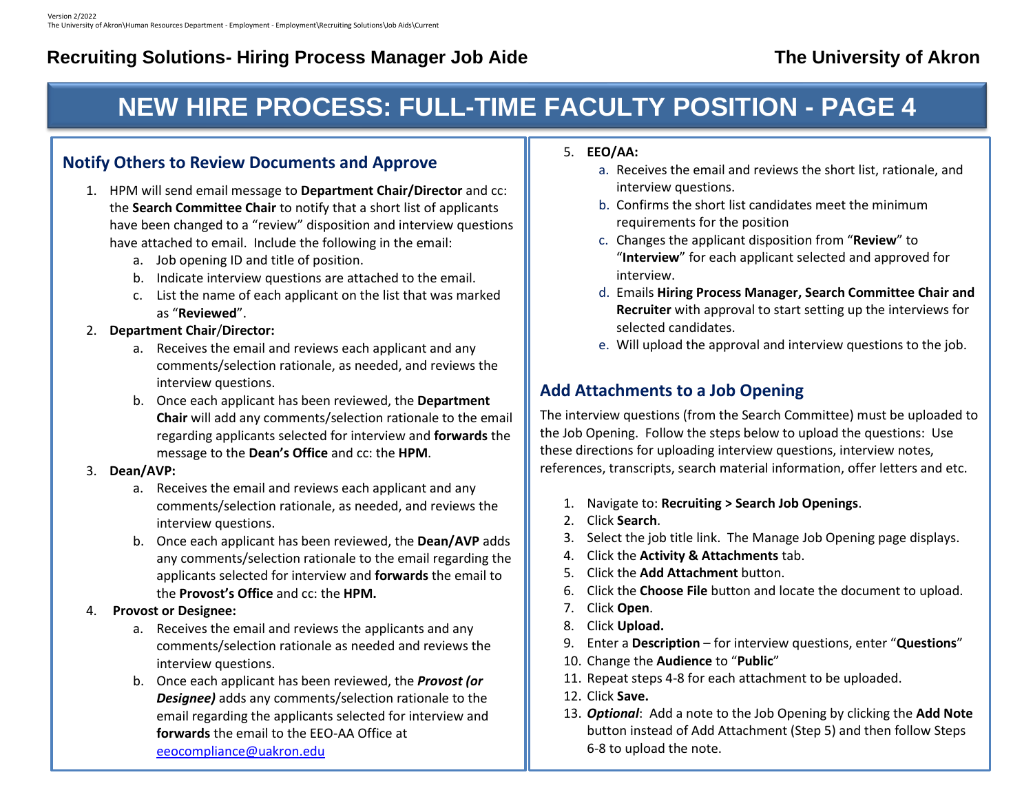# NEW HIRE PROCESS: FULL-TIME FACULTY POSITION - PAGE 4

## Notify Others to Review Documents and Approve

1. HPM will send email message to **Department Chair/Director** and cc: the **Search Committee Chair** to notify that a short list of applicants have been changed to a "review" disposition and interview questions have attached to email. Include the following in the email:
   a. Job opening ID and title of position.
   b. Indicate interview questions are attached to the email.
   c. List the name of each applicant on the list that was marked as "**Reviewed**".
2. **Department Chair/Director:**
   a. Receives the email and reviews each applicant and any comments/selection rationale, as needed, and reviews the interview questions.
   b. Once each applicant has been reviewed, the **Department Chair** will add any comments/selection rationale to the email regarding applicants selected for interview and **forwards** the message to the **Dean's Office** and cc: the **HPM**.
3. **Dean/AVP:**
   a. Receives the email and reviews each applicant and any comments/selection rationale, as needed, and reviews the interview questions.
   b. Once each applicant has been reviewed, the **Dean/AVP** adds any comments/selection rationale to the email regarding the applicants selected for interview and **forwards** the email to the **Provost's Office** and cc: the **HPM.**
4. **Provost or Designee:**
   a. Receives the email and reviews the applicants and any comments/selection rationale as needed and reviews the interview questions.
   b. Once each applicant has been reviewed, the ***Provost (or Designee)*** adds any comments/selection rationale to the email regarding the applicants selected for interview and **forwards** the email to the EEO-AA Office at eeocompliance@uakron.edu
5. **EEO/AA:**
   a. Receives the email and reviews the short list, rationale, and interview questions.
   b. Confirms the short list candidates meet the minimum requirements for the position
   c. Changes the applicant disposition from "**Review**" to "**Interview**" for each applicant selected and approved for interview.
   d. Emails **Hiring Process Manager, Search Committee Chair and Recruiter** with approval to start setting up the interviews for selected candidates.
   e. Will upload the approval and interview questions to the job.

## Add Attachments to a Job Opening

The interview questions (from the Search Committee) must be uploaded to the Job Opening. Follow the steps below to upload the questions: Use these directions for uploading interview questions, interview notes, references, transcripts, search material information, offer letters and etc.

1. Navigate to: **Recruiting > Search Job Openings**.
2. Click **Search**.
3. Select the job title link. The Manage Job Opening page displays.
4. Click the **Activity & Attachments** tab.
5. Click the **Add Attachment** button.
6. Click the **Choose File** button and locate the document to upload.
7. Click **Open**.
8. Click **Upload.**
9. Enter a **Description** – for interview questions, enter "**Questions**"
10. Change the **Audience** to "**Public**"
11. Repeat steps 4-8 for each attachment to be uploaded.
12. Click **Save.**
13. ***Optional***: Add a note to the Job Opening by clicking the **Add Note** button instead of Add Attachment (Step 5) and then follow Steps 6-8 to upload the note.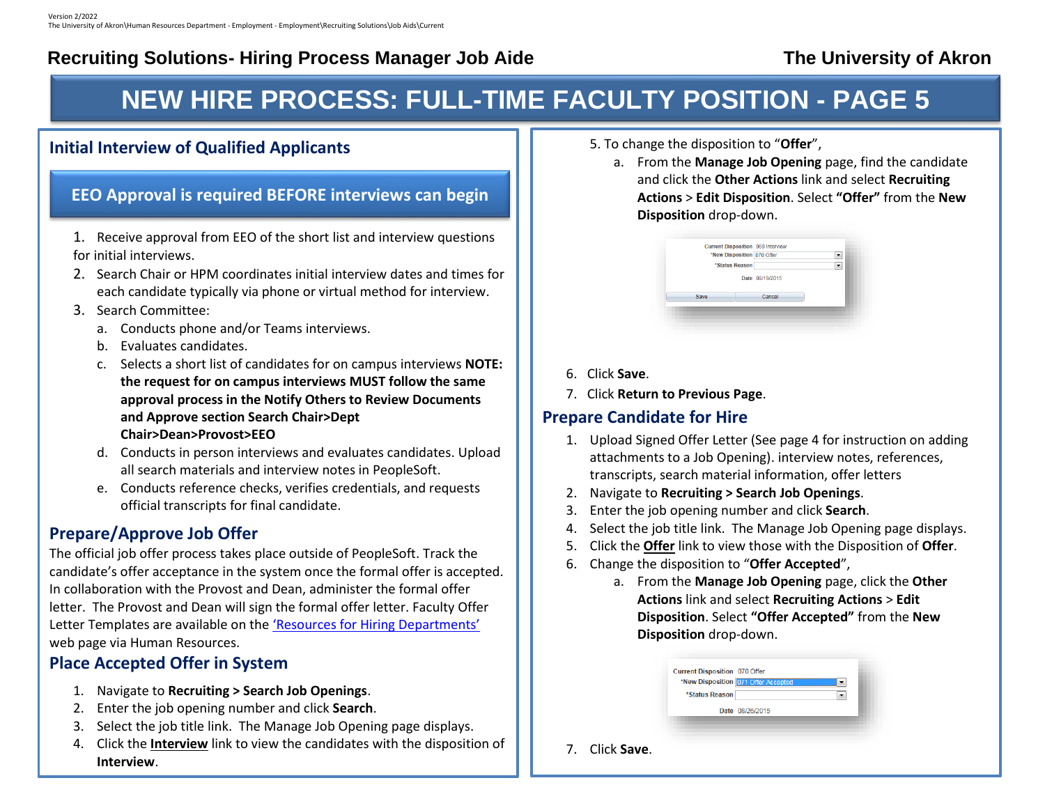## Recruiting Solutions- Hiring Process Manager Job Aide

## The University of Akron

# NEW HIRE PROCESS: FULL-TIME FACULTY POSITION - PAGE 5

## Initial Interview of Qualified Applicants

### EEO Approval is required BEFORE interviews can begin

1. Receive approval from EEO of the short list and interview questions for initial interviews.
2. Search Chair or HPM coordinates initial interview dates and times for each candidate typically via phone or virtual method for interview.
3. Search Committee:
   a. Conducts phone and/or Teams interviews.
   b. Evaluates candidates.
   c. Selects a short list of candidates for on campus interviews **NOTE: the request for on campus interviews MUST follow the same approval process in the Notify Others to Review Documents and Approve section Search Chair>Dept Chair>Dean>Provost>EEO**
   d. Conducts in person interviews and evaluates candidates. Upload all search materials and interview notes in PeopleSoft.
   e. Conducts reference checks, verifies credentials, and requests official transcripts for final candidate.

## Prepare/Approve Job Offer

The official job offer process takes place outside of PeopleSoft. Track the candidate's offer acceptance in the system once the formal offer is accepted. In collaboration with the Provost and Dean, administer the formal offer letter. The Provost and Dean will sign the formal offer letter. Faculty Offer Letter Templates are available on the 'Resources for Hiring Departments' web page via Human Resources.

## Place Accepted Offer in System

1. Navigate to **Recruiting > Search Job Openings**.
2. Enter the job opening number and click **Search**.
3. Select the job title link. The Manage Job Opening page displays.
4. Click the **Interview** link to view the candidates with the disposition of **Interview**.
5. To change the disposition to "**Offer**",
   a. From the **Manage Job Opening** page, find the candidate and click the **Other Actions** link and select **Recruiting Actions** > **Edit Disposition**. Select **"Offer"** from the **New Disposition** drop-down.

Current Disposition 060 Interview
*New Disposition 070 Offer
*Status Reason
Date 08/19/2015
Save Cancel

6. Click **Save**.
7. Click **Return to Previous Page**.

## Prepare Candidate for Hire

1. Upload Signed Offer Letter (See page 4 for instruction on adding attachments to a Job Opening). interview notes, references, transcripts, search material information, offer letters
2. Navigate to **Recruiting > Search Job Openings**.
3. Enter the job opening number and click **Search**.
4. Select the job title link. The Manage Job Opening page displays.
5. Click the **Offer** link to view those with the Disposition of **Offer**.
6. Change the disposition to "**Offer Accepted**",
   a. From the **Manage Job Opening** page, click the **Other Actions** link and select **Recruiting Actions** > **Edit Disposition**. Select **"Offer Accepted"** from the **New Disposition** drop-down.

Current Disposition 070 Offer
*New Disposition 071 Offer Accepted
*Status Reason
Date 08/26/2015

7. Click **Save**.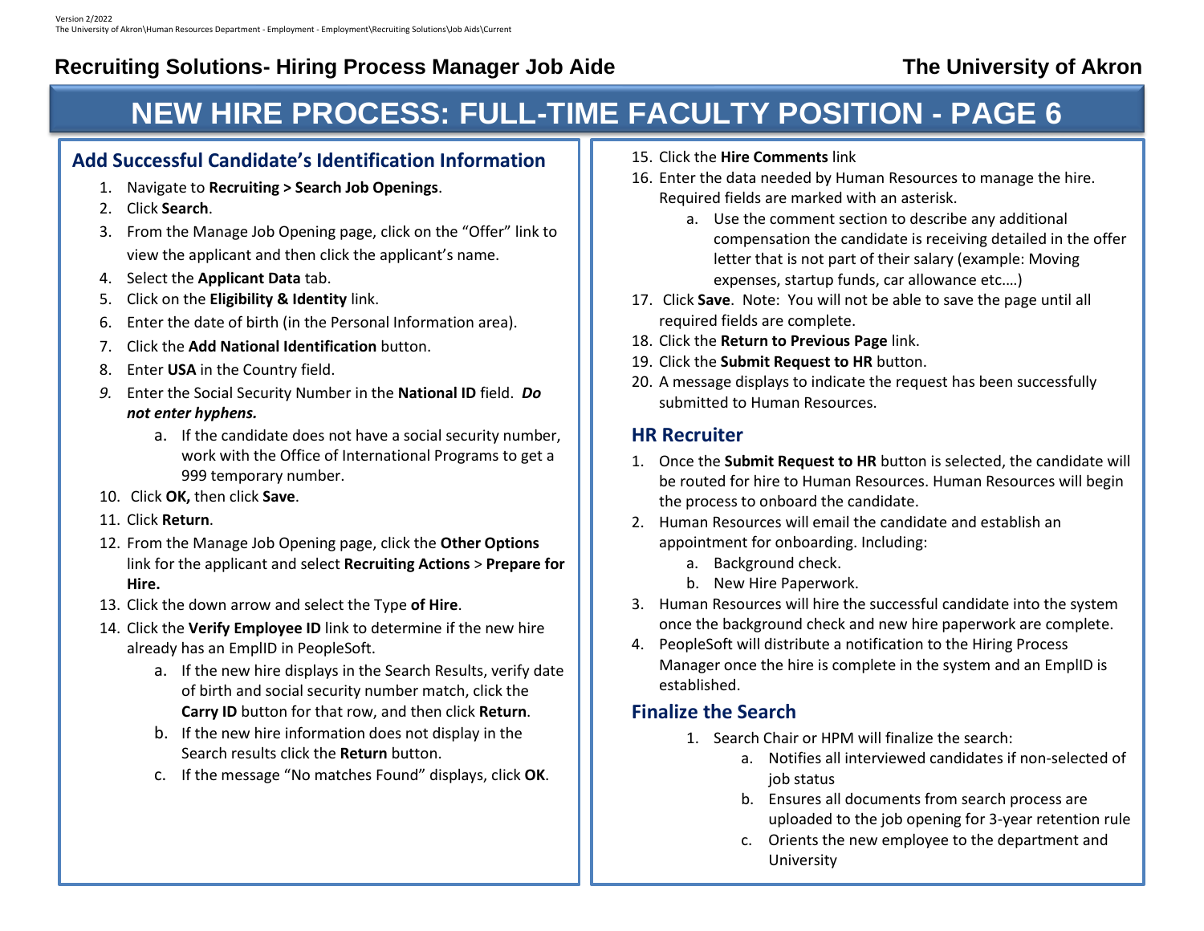## Recruiting Solutions- Hiring Process Manager Job Aide

## The University of Akron

# NEW HIRE PROCESS: FULL-TIME FACULTY POSITION - PAGE 6

### Add Successful Candidate's Identification Information

1. Navigate to **Recruiting > Search Job Openings**.
2. Click **Search**.
3. From the Manage Job Opening page, click on the "Offer" link to view the applicant and then click the applicant's name.
4. Select the **Applicant Data** tab.
5. Click on the **Eligibility & Identity** link.
6. Enter the date of birth (in the Personal Information area).
7. Click the **Add National Identification** button.
8. Enter **USA** in the Country field.
9. Enter the Social Security Number in the **National ID** field. ***Do not enter hyphens.***
   a. If the candidate does not have a social security number, work with the Office of International Programs to get a 999 temporary number.
10. Click **OK,** then click **Save**.
11. Click **Return**.
12. From the Manage Job Opening page, click the **Other Options** link for the applicant and select **Recruiting Actions** > **Prepare for Hire.**
13. Click the down arrow and select the Type **of Hire**.
14. Click the **Verify Employee ID** link to determine if the new hire already has an EmplID in PeopleSoft.
   a. If the new hire displays in the Search Results, verify date of birth and social security number match, click the **Carry ID** button for that row, and then click **Return**.
   b. If the new hire information does not display in the Search results click the **Return** button.
   c. If the message "No matches Found" displays, click **OK**.
15. Click the **Hire Comments** link
16. Enter the data needed by Human Resources to manage the hire. Required fields are marked with an asterisk.
   a. Use the comment section to describe any additional compensation the candidate is receiving detailed in the offer letter that is not part of their salary (example: Moving expenses, startup funds, car allowance etc.…)
17. Click **Save**. Note: You will not be able to save the page until all required fields are complete.
18. Click the **Return to Previous Page** link.
19. Click the **Submit Request to HR** button.
20. A message displays to indicate the request has been successfully submitted to Human Resources.

### HR Recruiter

1. Once the **Submit Request to HR** button is selected, the candidate will be routed for hire to Human Resources. Human Resources will begin the process to onboard the candidate.
2. Human Resources will email the candidate and establish an appointment for onboarding. Including:
   a. Background check.
   b. New Hire Paperwork.
3. Human Resources will hire the successful candidate into the system once the background check and new hire paperwork are complete.
4. PeopleSoft will distribute a notification to the Hiring Process Manager once the hire is complete in the system and an EmplID is established.

### Finalize the Search

1. Search Chair or HPM will finalize the search:
   a. Notifies all interviewed candidates if non-selected of job status
   b. Ensures all documents from search process are uploaded to the job opening for 3-year retention rule
   c. Orients the new employee to the department and University